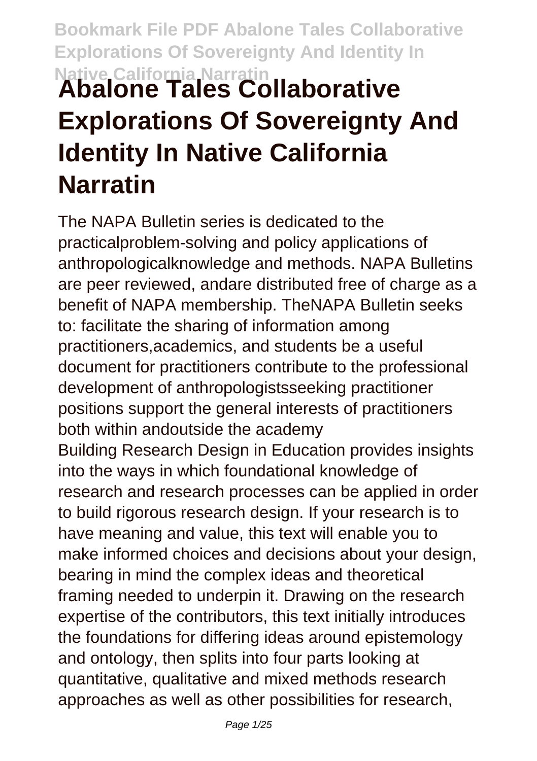# Abalone Tales Collaborative Explorations Of Sovereignty And Identity In Native California Narratin

The NAPA Bulletin series is dedicated to the practicalproblem-solving and policy applications of anthropologicalknowledge and methods. NAPA Bulletins are peer reviewed, andare distributed free of charge as a benefit of NAPA membership. TheNAPA Bulletin seeks to: facilitate the sharing of information among practitioners,academics, and students be a useful document for practitioners contribute to the professional development of anthropologistsseeking practitioner positions support the general interests of practitioners both within andoutside the academy

Building Research Design in Education provides insights into the ways in which foundational knowledge of research and research processes can be applied in order to build rigorous research design. If your research is to have meaning and value, this text will enable you to make informed choices and decisions about your design, bearing in mind the complex ideas and theoretical framing needed to underpin it. Drawing on the research expertise of the contributors, this text initially introduces the foundations for differing ideas around epistemology and ontology, then splits into four parts looking at quantitative, qualitative and mixed methods research approaches as well as other possibilities for research,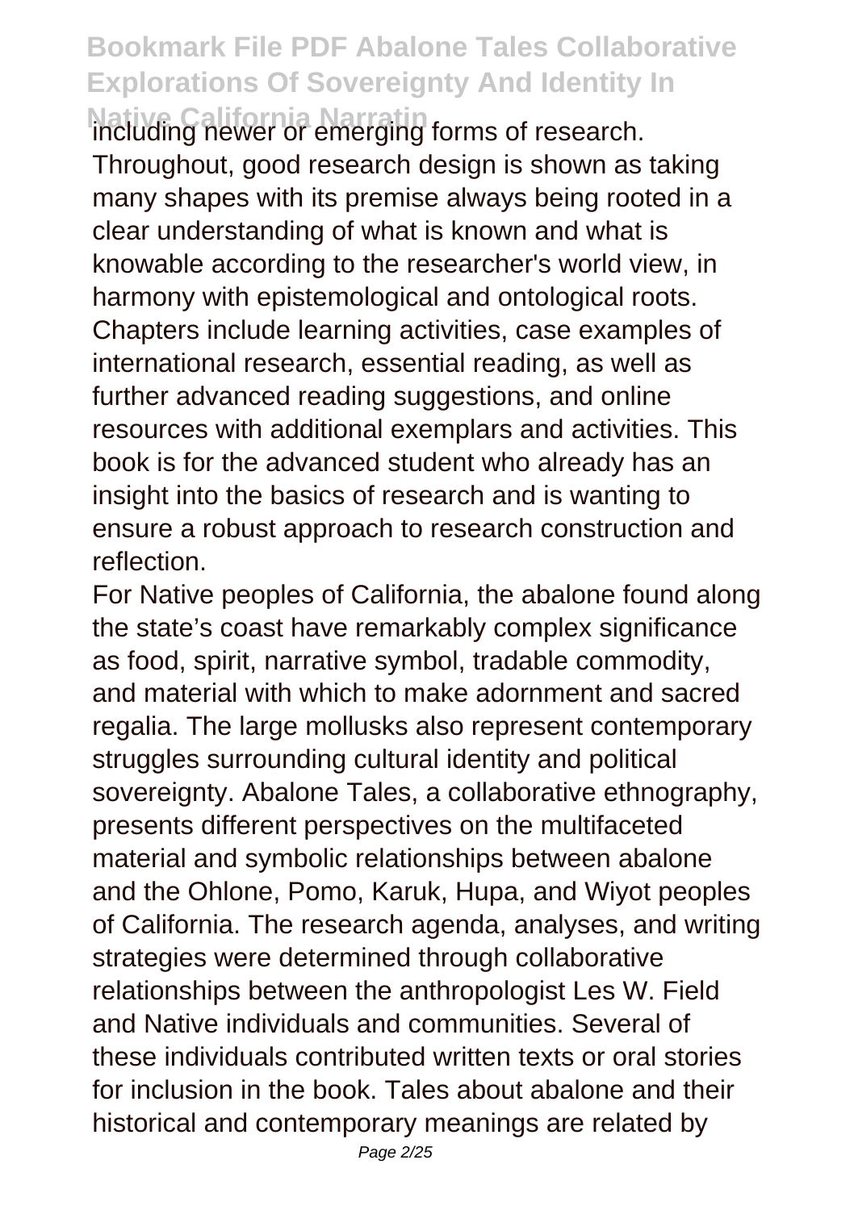including newer or emerging forms of research. Throughout, good research design is shown as taking many shapes with its premise always being rooted in a clear understanding of what is known and what is knowable according to the researcher's world view, in harmony with epistemological and ontological roots. Chapters include learning activities, case examples of international research, essential reading, as well as further advanced reading suggestions, and online resources with additional exemplars and activities. This book is for the advanced student who already has an insight into the basics of research and is wanting to ensure a robust approach to research construction and reflection.

For Native peoples of California, the abalone found along the state's coast have remarkably complex significance as food, spirit, narrative symbol, tradable commodity, and material with which to make adornment and sacred regalia. The large mollusks also represent contemporary struggles surrounding cultural identity and political sovereignty. Abalone Tales, a collaborative ethnography, presents different perspectives on the multifaceted material and symbolic relationships between abalone and the Ohlone, Pomo, Karuk, Hupa, and Wiyot peoples of California. The research agenda, analyses, and writing strategies were determined through collaborative relationships between the anthropologist Les W. Field and Native individuals and communities. Several of these individuals contributed written texts or oral stories for inclusion in the book. Tales about abalone and their historical and contemporary meanings are related by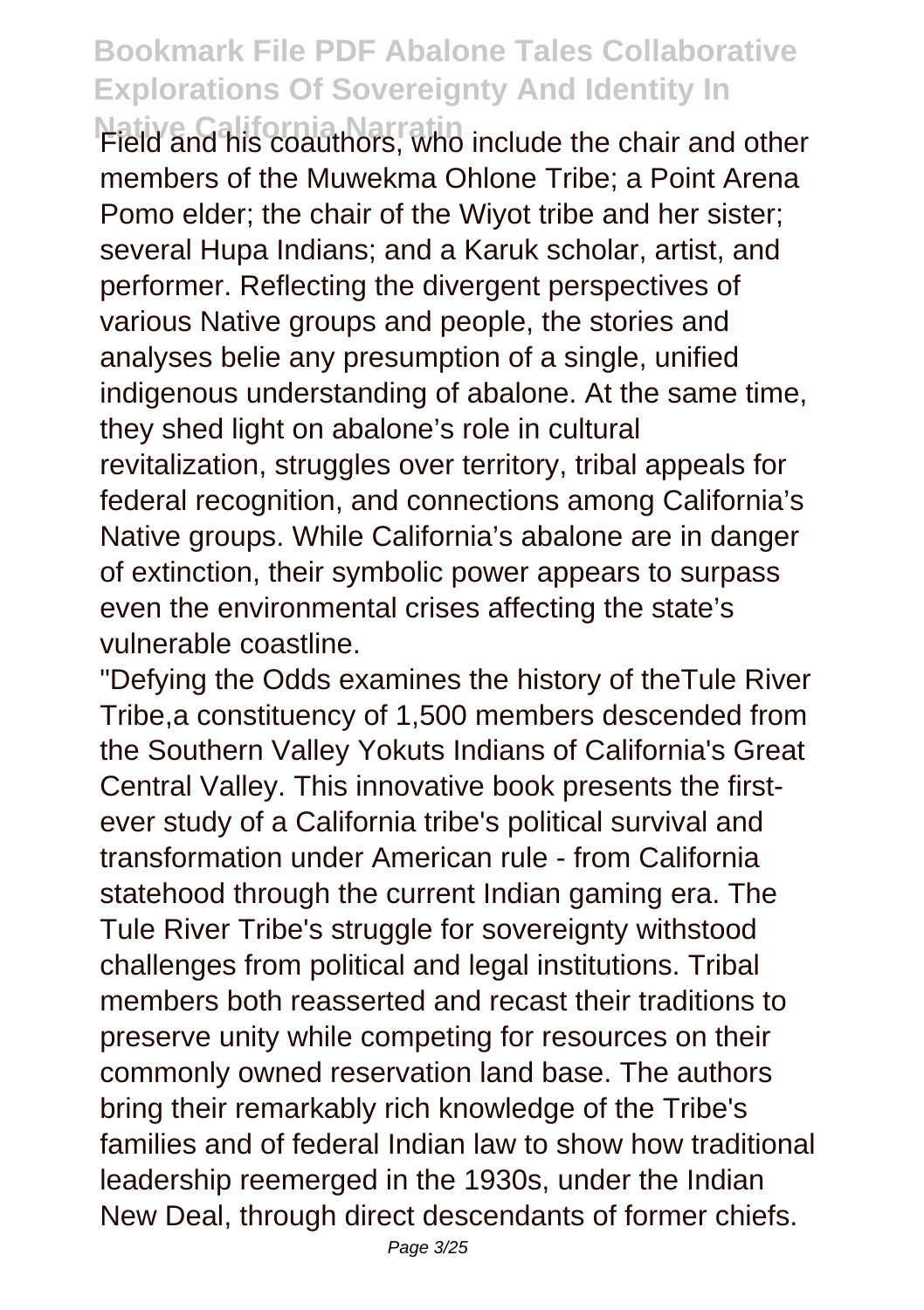Field and his coauthors, who include the chair and other members of the Muwekma Ohlone Tribe; a Point Arena Pomo elder; the chair of the Wiyot tribe and her sister; several Hupa Indians; and a Karuk scholar, artist, and performer. Reflecting the divergent perspectives of various Native groups and people, the stories and analyses belie any presumption of a single, unified indigenous understanding of abalone. At the same time, they shed light on abalone's role in cultural revitalization, struggles over territory, tribal appeals for federal recognition, and connections among California's Native groups. While California's abalone are in danger of extinction, their symbolic power appears to surpass even the environmental crises affecting the state's vulnerable coastline.

"Defying the Odds examines the history of theTule River Tribe,a constituency of 1,500 members descended from the Southern Valley Yokuts Indians of California's Great Central Valley. This innovative book presents the first-ever study of a California tribe's political survival and transformation under American rule - from California statehood through the current Indian gaming era. The Tule River Tribe's struggle for sovereignty withstood challenges from political and legal institutions. Tribal members both reasserted and recast their traditions to preserve unity while competing for resources on their commonly owned reservation land base. The authors bring their remarkably rich knowledge of the Tribe's families and of federal Indian law to show how traditional leadership reemerged in the 1930s, under the Indian New Deal, through direct descendants of former chiefs.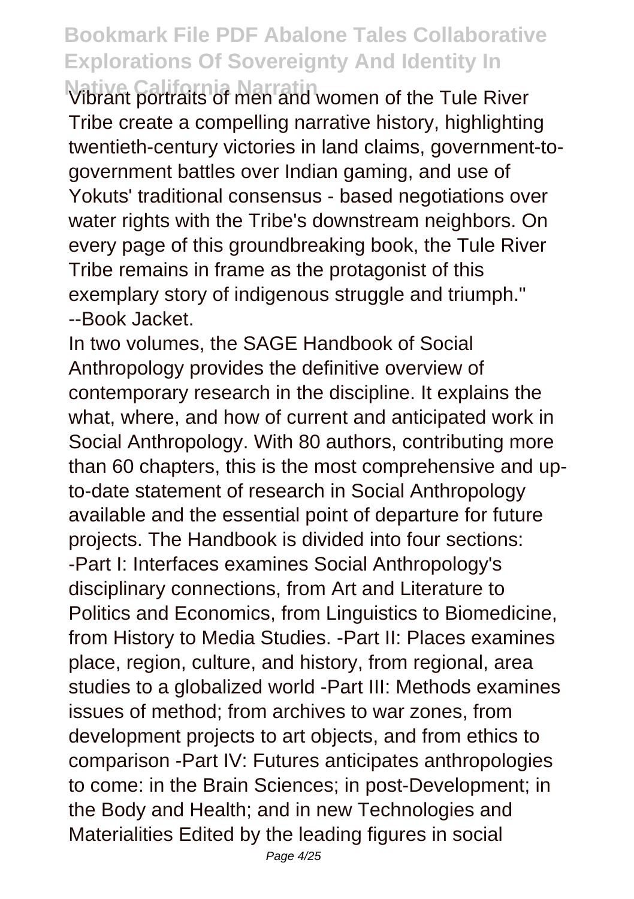Vibrant portraits of men and women of the Tule River Tribe create a compelling narrative history, highlighting twentieth-century victories in land claims, government-to-government battles over Indian gaming, and use of Yokuts' traditional consensus - based negotiations over water rights with the Tribe's downstream neighbors. On every page of this groundbreaking book, the Tule River Tribe remains in frame as the protagonist of this exemplary story of indigenous struggle and triumph." --Book Jacket.

In two volumes, the SAGE Handbook of Social Anthropology provides the definitive overview of contemporary research in the discipline. It explains the what, where, and how of current and anticipated work in Social Anthropology. With 80 authors, contributing more than 60 chapters, this is the most comprehensive and up-to-date statement of research in Social Anthropology available and the essential point of departure for future projects. The Handbook is divided into four sections: -Part I: Interfaces examines Social Anthropology's disciplinary connections, from Art and Literature to Politics and Economics, from Linguistics to Biomedicine, from History to Media Studies. -Part II: Places examines place, region, culture, and history, from regional, area studies to a globalized world -Part III: Methods examines issues of method; from archives to war zones, from development projects to art objects, and from ethics to comparison -Part IV: Futures anticipates anthropologies to come: in the Brain Sciences; in post-Development; in the Body and Health; and in new Technologies and Materialities Edited by the leading figures in social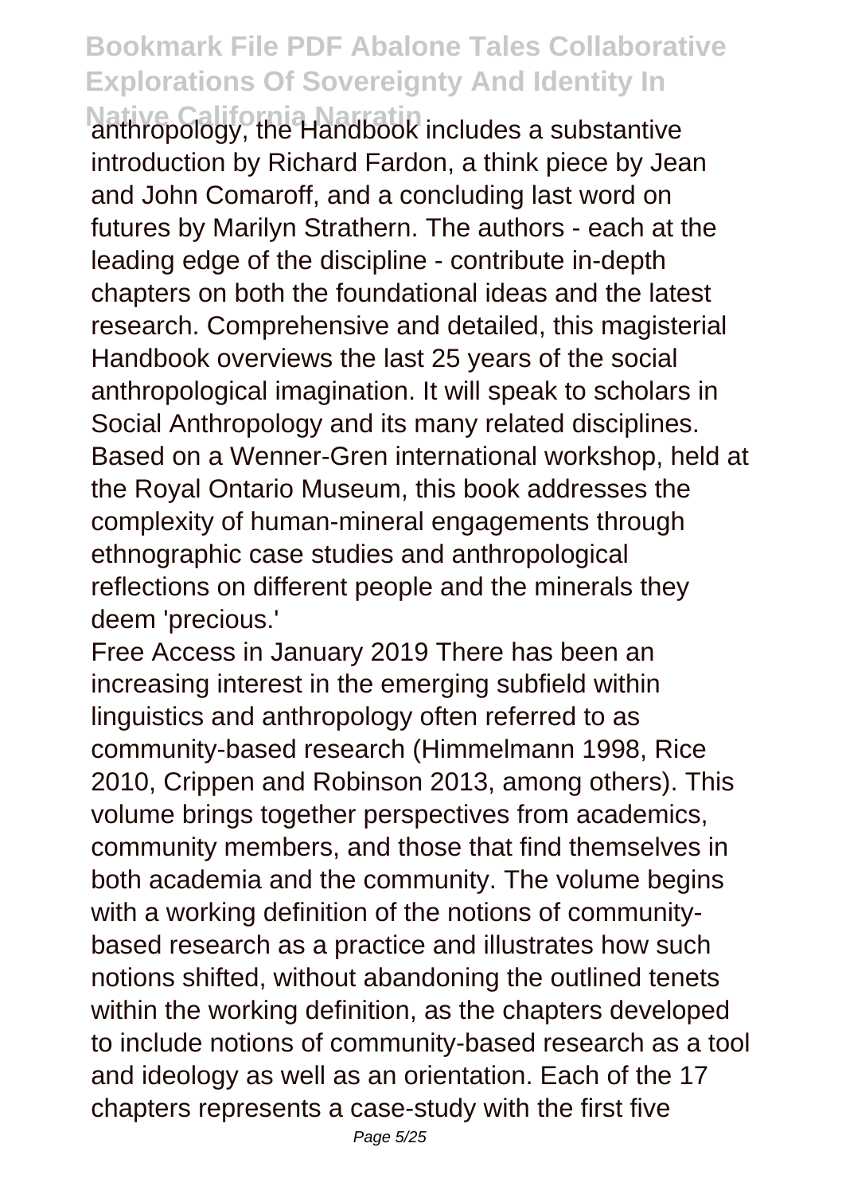anthropology, the Handbook includes a substantive introduction by Richard Fardon, a think piece by Jean and John Comaroff, and a concluding last word on futures by Marilyn Strathern. The authors - each at the leading edge of the discipline - contribute in-depth chapters on both the foundational ideas and the latest research. Comprehensive and detailed, this magisterial Handbook overviews the last 25 years of the social anthropological imagination. It will speak to scholars in Social Anthropology and its many related disciplines. Based on a Wenner-Gren international workshop, held at the Royal Ontario Museum, this book addresses the complexity of human-mineral engagements through ethnographic case studies and anthropological reflections on different people and the minerals they deem 'precious.'

Free Access in January 2019 There has been an increasing interest in the emerging subfield within linguistics and anthropology often referred to as community-based research (Himmelmann 1998, Rice 2010, Crippen and Robinson 2013, among others). This volume brings together perspectives from academics, community members, and those that find themselves in both academia and the community. The volume begins with a working definition of the notions of community-based research as a practice and illustrates how such notions shifted, without abandoning the outlined tenets within the working definition, as the chapters developed to include notions of community-based research as a tool and ideology as well as an orientation. Each of the 17 chapters represents a case-study with the first five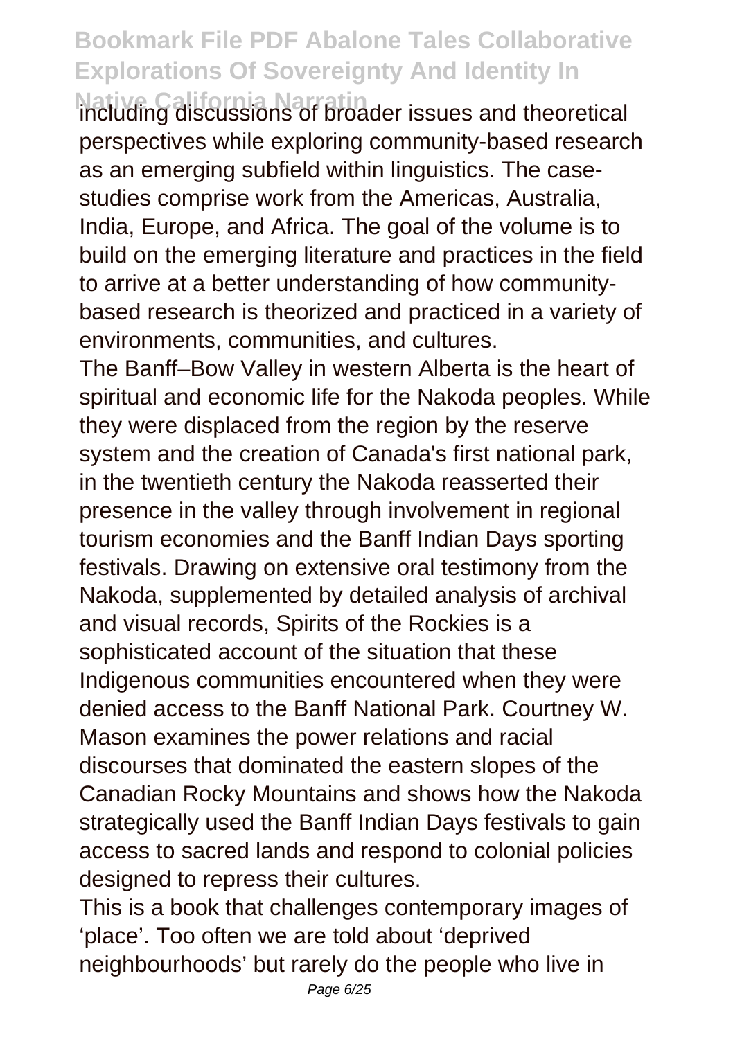including discussions of broader issues and theoretical perspectives while exploring community-based research as an emerging subfield within linguistics. The case-studies comprise work from the Americas, Australia, India, Europe, and Africa. The goal of the volume is to build on the emerging literature and practices in the field to arrive at a better understanding of how community-based research is theorized and practiced in a variety of environments, communities, and cultures.

The Banff–Bow Valley in western Alberta is the heart of spiritual and economic life for the Nakoda peoples. While they were displaced from the region by the reserve system and the creation of Canada's first national park, in the twentieth century the Nakoda reasserted their presence in the valley through involvement in regional tourism economies and the Banff Indian Days sporting festivals. Drawing on extensive oral testimony from the Nakoda, supplemented by detailed analysis of archival and visual records, Spirits of the Rockies is a sophisticated account of the situation that these Indigenous communities encountered when they were denied access to the Banff National Park. Courtney W. Mason examines the power relations and racial discourses that dominated the eastern slopes of the Canadian Rocky Mountains and shows how the Nakoda strategically used the Banff Indian Days festivals to gain access to sacred lands and respond to colonial policies designed to repress their cultures.

This is a book that challenges contemporary images of 'place'. Too often we are told about 'deprived neighbourhoods' but rarely do the people who live in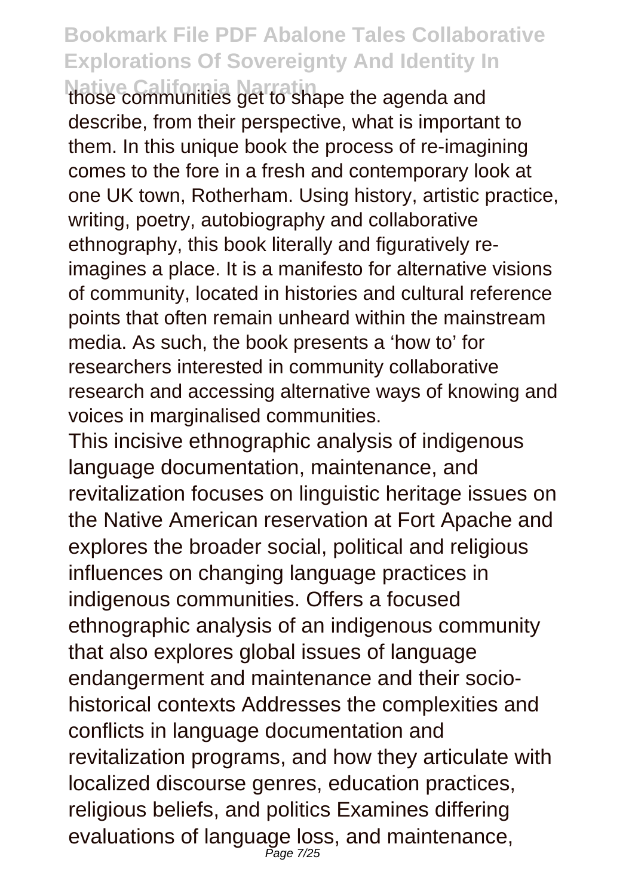those communities get to shape the agenda and describe, from their perspective, what is important to them. In this unique book the process of re-imagining comes to the fore in a fresh and contemporary look at one UK town, Rotherham. Using history, artistic practice, writing, poetry, autobiography and collaborative ethnography, this book literally and figuratively re-imagines a place. It is a manifesto for alternative visions of community, located in histories and cultural reference points that often remain unheard within the mainstream media. As such, the book presents a 'how to' for researchers interested in community collaborative research and accessing alternative ways of knowing and voices in marginalised communities.

This incisive ethnographic analysis of indigenous language documentation, maintenance, and revitalization focuses on linguistic heritage issues on the Native American reservation at Fort Apache and explores the broader social, political and religious influences on changing language practices in indigenous communities. Offers a focused ethnographic analysis of an indigenous community that also explores global issues of language endangerment and maintenance and their socio-historical contexts Addresses the complexities and conflicts in language documentation and revitalization programs, and how they articulate with localized discourse genres, education practices, religious beliefs, and politics Examines differing evaluations of language loss, and maintenance,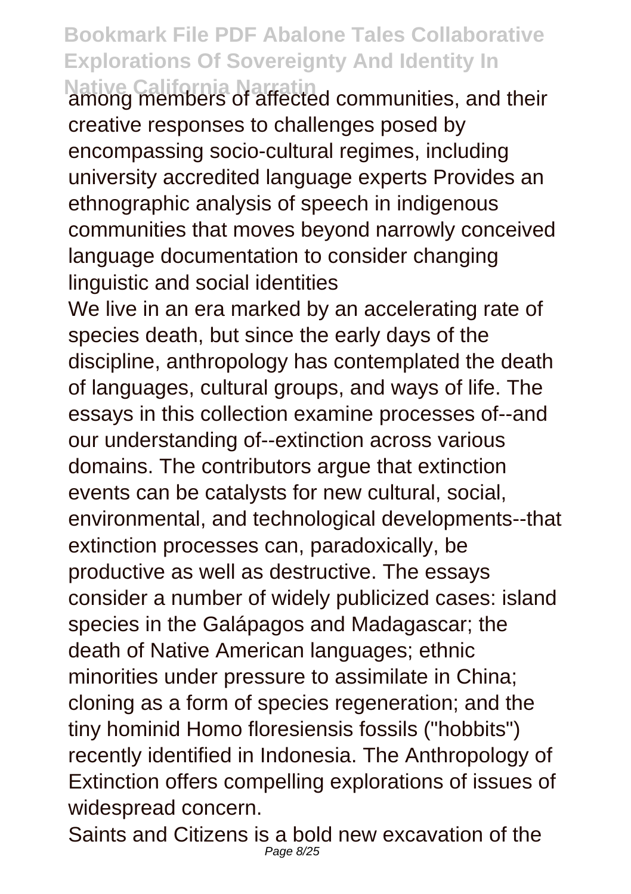among members of affected communities, and their creative responses to challenges posed by encompassing socio-cultural regimes, including university accredited language experts Provides an ethnographic analysis of speech in indigenous communities that moves beyond narrowly conceived language documentation to consider changing linguistic and social identities

We live in an era marked by an accelerating rate of species death, but since the early days of the discipline, anthropology has contemplated the death of languages, cultural groups, and ways of life. The essays in this collection examine processes of--and our understanding of--extinction across various domains. The contributors argue that extinction events can be catalysts for new cultural, social, environmental, and technological developments--that extinction processes can, paradoxically, be productive as well as destructive. The essays consider a number of widely publicized cases: island species in the Galápagos and Madagascar; the death of Native American languages; ethnic minorities under pressure to assimilate in China; cloning as a form of species regeneration; and the tiny hominid Homo floresiensis fossils ("hobbits") recently identified in Indonesia. The Anthropology of Extinction offers compelling explorations of issues of widespread concern.

Saints and Citizens is a bold new excavation of the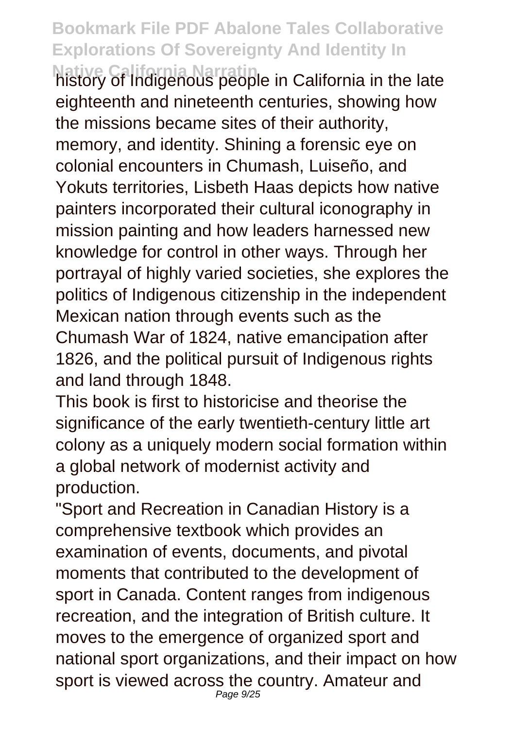history of Indigenous people in California in the late eighteenth and nineteenth centuries, showing how the missions became sites of their authority, memory, and identity. Shining a forensic eye on colonial encounters in Chumash, Luiseño, and Yokuts territories, Lisbeth Haas depicts how native painters incorporated their cultural iconography in mission painting and how leaders harnessed new knowledge for control in other ways. Through her portrayal of highly varied societies, she explores the politics of Indigenous citizenship in the independent Mexican nation through events such as the Chumash War of 1824, native emancipation after 1826, and the political pursuit of Indigenous rights and land through 1848.

This book is first to historicise and theorise the significance of the early twentieth-century little art colony as a uniquely modern social formation within a global network of modernist activity and production.

"Sport and Recreation in Canadian History is a comprehensive textbook which provides an examination of events, documents, and pivotal moments that contributed to the development of sport in Canada. Content ranges from indigenous recreation, and the integration of British culture. It moves to the emergence of organized sport and national sport organizations, and their impact on how sport is viewed across the country. Amateur and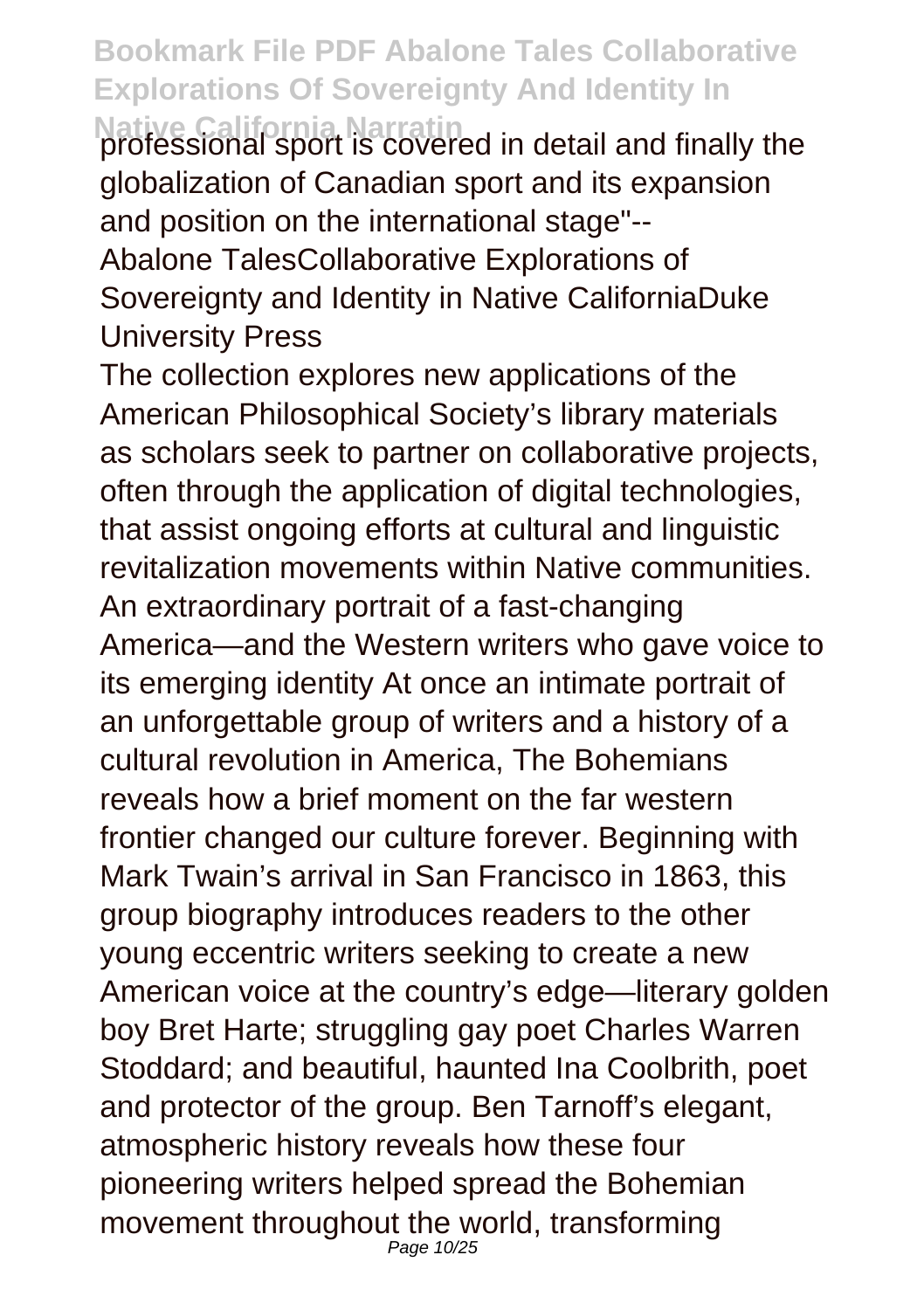professional sport is covered in detail and finally the globalization of Canadian sport and its expansion and position on the international stage"--

Abalone TalesCollaborative Explorations of Sovereignty and Identity in Native CaliforniaDuke University Press

The collection explores new applications of the American Philosophical Society's library materials as scholars seek to partner on collaborative projects, often through the application of digital technologies, that assist ongoing efforts at cultural and linguistic revitalization movements within Native communities.

An extraordinary portrait of a fast-changing America—and the Western writers who gave voice to its emerging identity At once an intimate portrait of an unforgettable group of writers and a history of a cultural revolution in America, The Bohemians reveals how a brief moment on the far western frontier changed our culture forever. Beginning with Mark Twain's arrival in San Francisco in 1863, this group biography introduces readers to the other young eccentric writers seeking to create a new American voice at the country's edge—literary golden boy Bret Harte; struggling gay poet Charles Warren Stoddard; and beautiful, haunted Ina Coolbrith, poet and protector of the group. Ben Tarnoff's elegant, atmospheric history reveals how these four pioneering writers helped spread the Bohemian movement throughout the world, transforming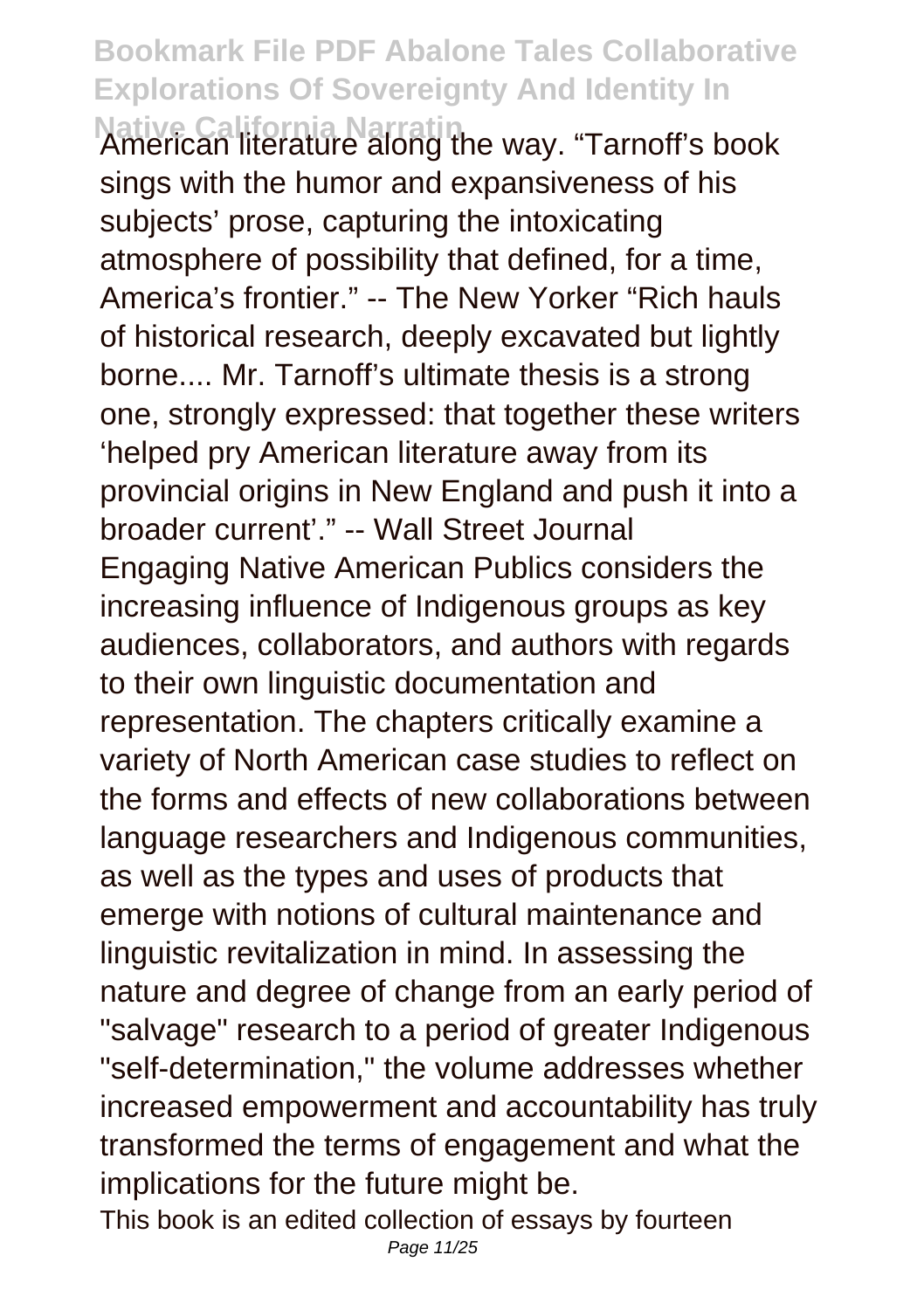American literature along the way. “Tarnoff’s book sings with the humor and expansiveness of his subjects’ prose, capturing the intoxicating atmosphere of possibility that defined, for a time, America’s frontier.” -- The New Yorker “Rich hauls of historical research, deeply excavated but lightly borne.... Mr. Tarnoff’s ultimate thesis is a strong one, strongly expressed: that together these writers ‘helped pry American literature away from its provincial origins in New England and push it into a broader current’.” -- Wall Street Journal

Engaging Native American Publics considers the increasing influence of Indigenous groups as key audiences, collaborators, and authors with regards to their own linguistic documentation and representation. The chapters critically examine a variety of North American case studies to reflect on the forms and effects of new collaborations between language researchers and Indigenous communities, as well as the types and uses of products that emerge with notions of cultural maintenance and linguistic revitalization in mind. In assessing the nature and degree of change from an early period of "salvage" research to a period of greater Indigenous "self-determination," the volume addresses whether increased empowerment and accountability has truly transformed the terms of engagement and what the implications for the future might be.

This book is an edited collection of essays by fourteen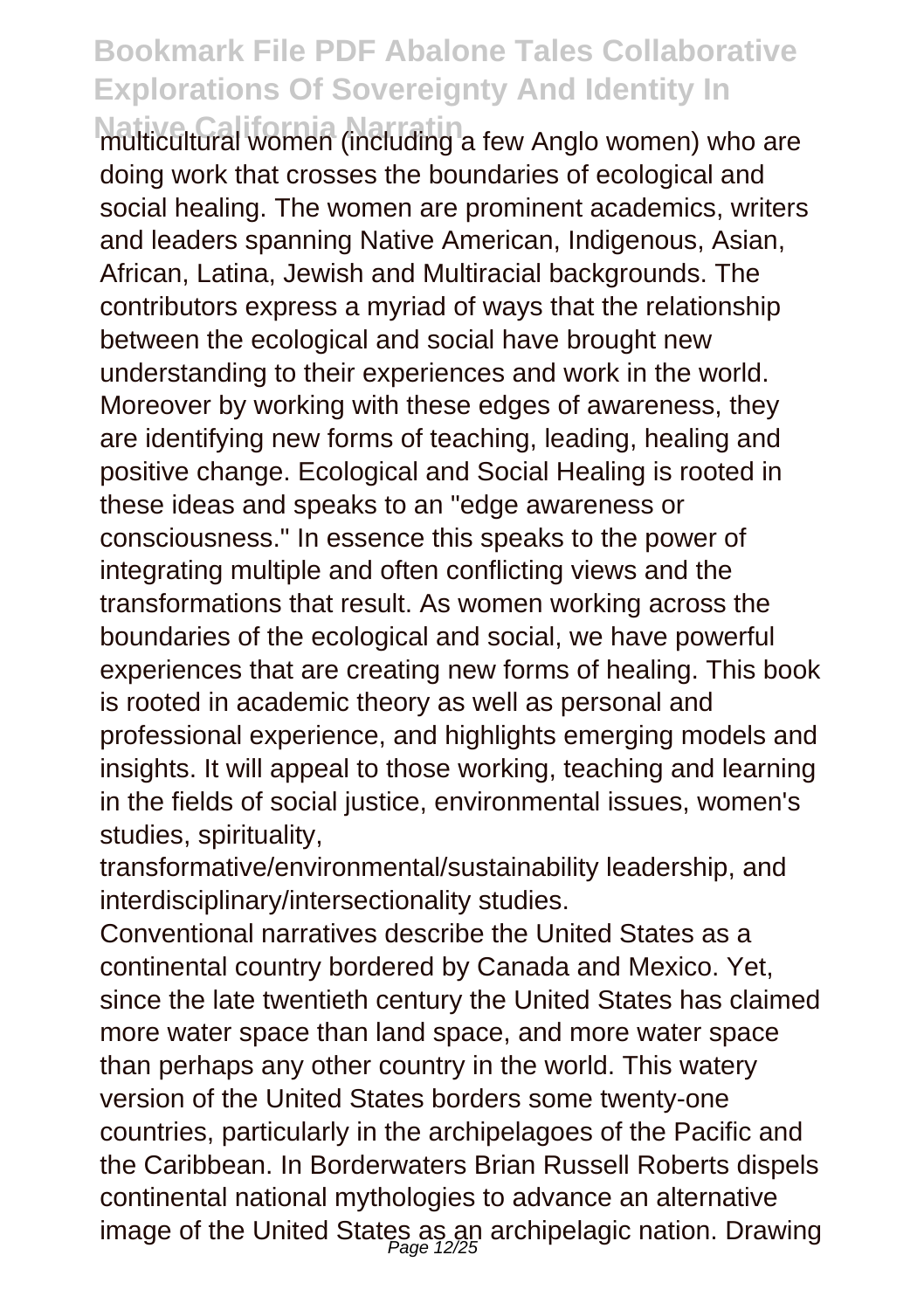multicultural women (including a few Anglo women) who are doing work that crosses the boundaries of ecological and social healing. The women are prominent academics, writers and leaders spanning Native American, Indigenous, Asian, African, Latina, Jewish and Multiracial backgrounds. The contributors express a myriad of ways that the relationship between the ecological and social have brought new understanding to their experiences and work in the world. Moreover by working with these edges of awareness, they are identifying new forms of teaching, leading, healing and positive change. Ecological and Social Healing is rooted in these ideas and speaks to an "edge awareness or consciousness." In essence this speaks to the power of integrating multiple and often conflicting views and the transformations that result. As women working across the boundaries of the ecological and social, we have powerful experiences that are creating new forms of healing. This book is rooted in academic theory as well as personal and professional experience, and highlights emerging models and insights. It will appeal to those working, teaching and learning in the fields of social justice, environmental issues, women's studies, spirituality, transformative/environmental/sustainability leadership, and interdisciplinary/intersectionality studies.

Conventional narratives describe the United States as a continental country bordered by Canada and Mexico. Yet, since the late twentieth century the United States has claimed more water space than land space, and more water space than perhaps any other country in the world. This watery version of the United States borders some twenty-one countries, particularly in the archipelagoes of the Pacific and the Caribbean. In Borderwaters Brian Russell Roberts dispels continental national mythologies to advance an alternative image of the United States as an archipelagic nation. Drawing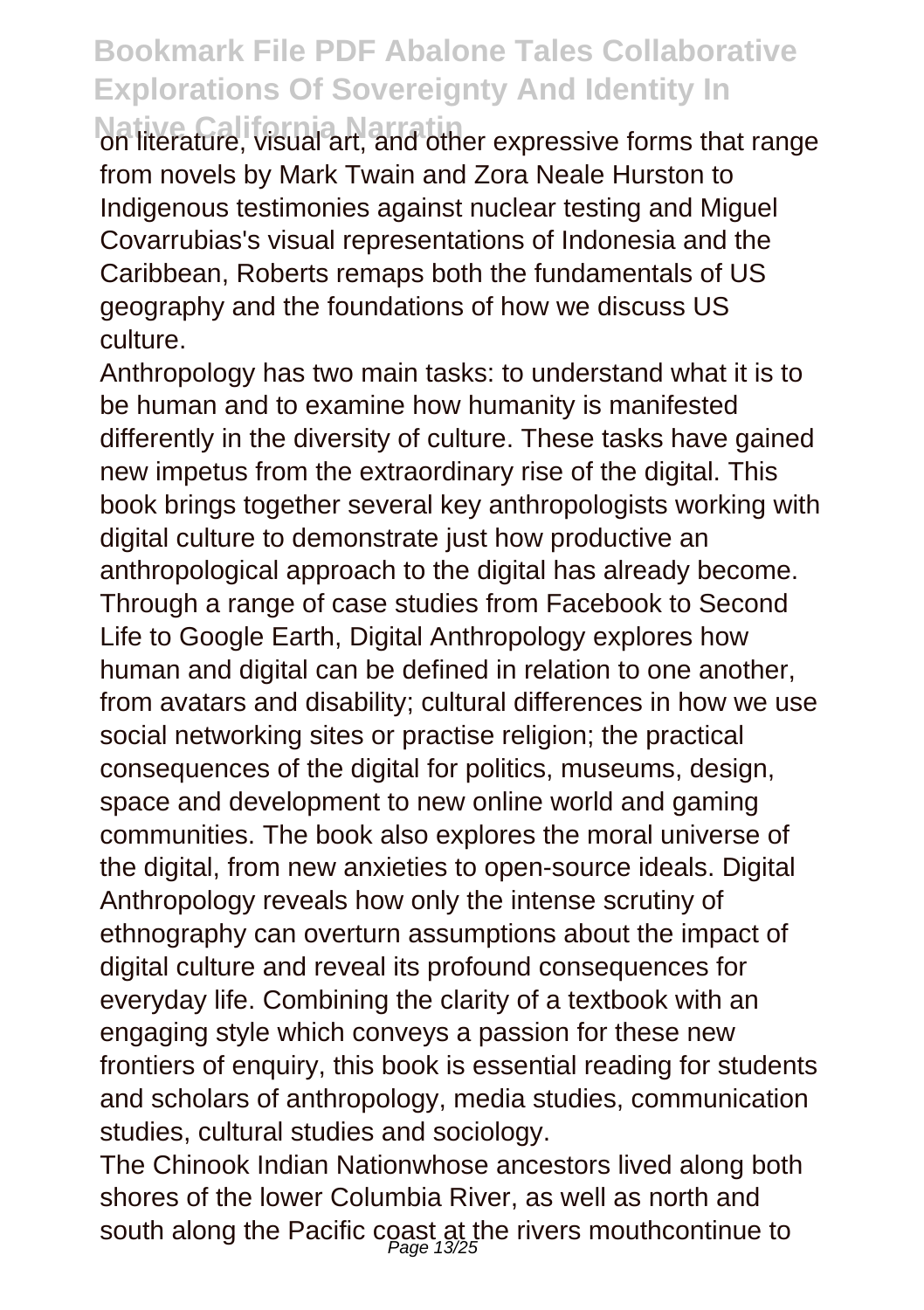on literature, visual art, and other expressive forms that range from novels by Mark Twain and Zora Neale Hurston to Indigenous testimonies against nuclear testing and Miguel Covarrubias's visual representations of Indonesia and the Caribbean, Roberts remaps both the fundamentals of US geography and the foundations of how we discuss US culture.

Anthropology has two main tasks: to understand what it is to be human and to examine how humanity is manifested differently in the diversity of culture. These tasks have gained new impetus from the extraordinary rise of the digital. This book brings together several key anthropologists working with digital culture to demonstrate just how productive an anthropological approach to the digital has already become. Through a range of case studies from Facebook to Second Life to Google Earth, Digital Anthropology explores how human and digital can be defined in relation to one another, from avatars and disability; cultural differences in how we use social networking sites or practise religion; the practical consequences of the digital for politics, museums, design, space and development to new online world and gaming communities. The book also explores the moral universe of the digital, from new anxieties to open-source ideals. Digital Anthropology reveals how only the intense scrutiny of ethnography can overturn assumptions about the impact of digital culture and reveal its profound consequences for everyday life. Combining the clarity of a textbook with an engaging style which conveys a passion for these new frontiers of enquiry, this book is essential reading for students and scholars of anthropology, media studies, communication studies, cultural studies and sociology.

The Chinook Indian Nationwhose ancestors lived along both shores of the lower Columbia River, as well as north and south along the Pacific coast at the rivers mouthcontinue to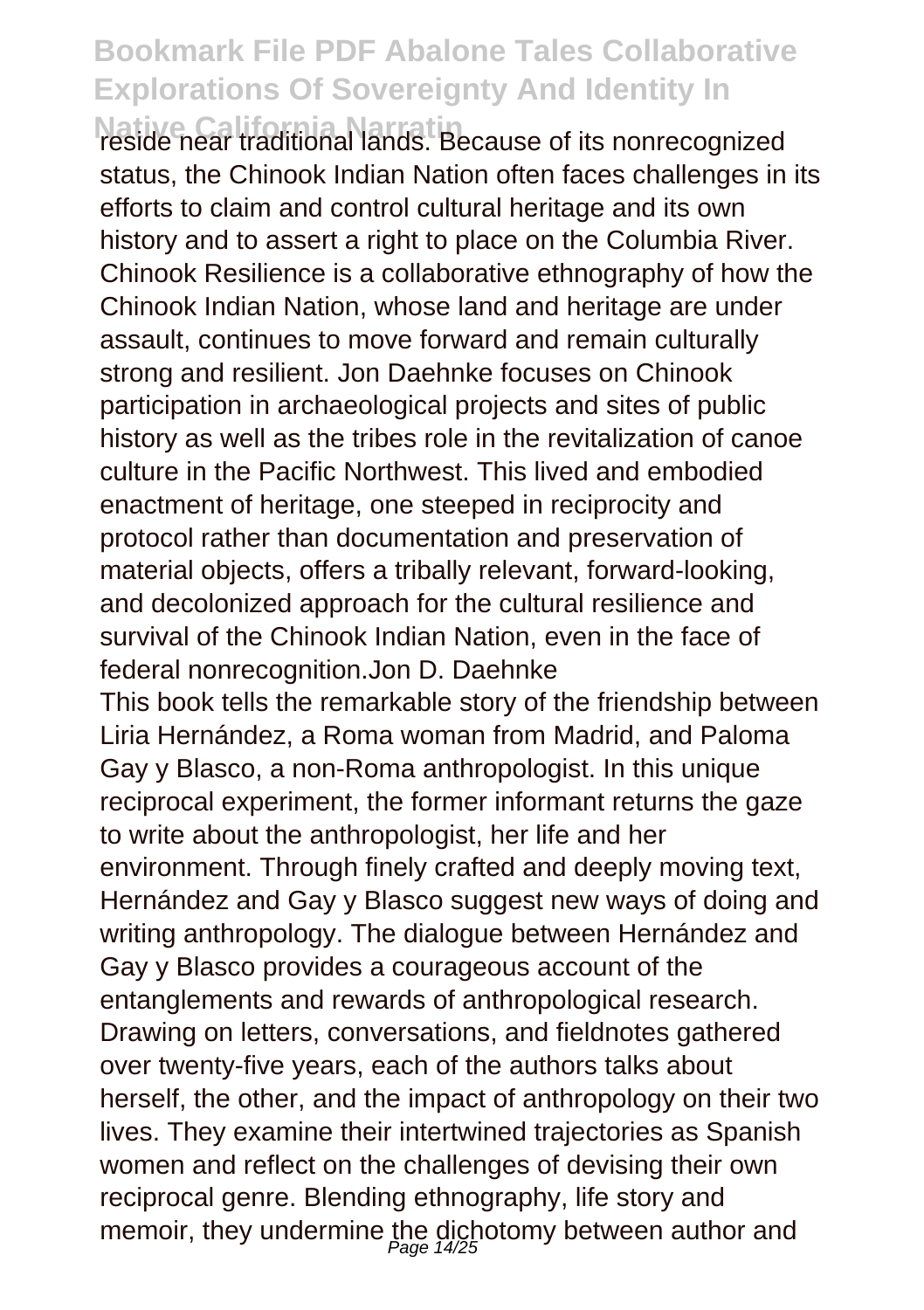reside near traditional lands. Because of its nonrecognized status, the Chinook Indian Nation often faces challenges in its efforts to claim and control cultural heritage and its own history and to assert a right to place on the Columbia River. Chinook Resilience is a collaborative ethnography of how the Chinook Indian Nation, whose land and heritage are under assault, continues to move forward and remain culturally strong and resilient. Jon Daehnke focuses on Chinook participation in archaeological projects and sites of public history as well as the tribes role in the revitalization of canoe culture in the Pacific Northwest. This lived and embodied enactment of heritage, one steeped in reciprocity and protocol rather than documentation and preservation of material objects, offers a tribally relevant, forward-looking, and decolonized approach for the cultural resilience and survival of the Chinook Indian Nation, even in the face of federal nonrecognition.Jon D. Daehnke

This book tells the remarkable story of the friendship between Liria Hernández, a Roma woman from Madrid, and Paloma Gay y Blasco, a non-Roma anthropologist. In this unique reciprocal experiment, the former informant returns the gaze to write about the anthropologist, her life and her environment. Through finely crafted and deeply moving text, Hernández and Gay y Blasco suggest new ways of doing and writing anthropology. The dialogue between Hernández and Gay y Blasco provides a courageous account of the entanglements and rewards of anthropological research. Drawing on letters, conversations, and fieldnotes gathered over twenty-five years, each of the authors talks about herself, the other, and the impact of anthropology on their two lives. They examine their intertwined trajectories as Spanish women and reflect on the challenges of devising their own reciprocal genre. Blending ethnography, life story and memoir, they undermine the dichotomy between author and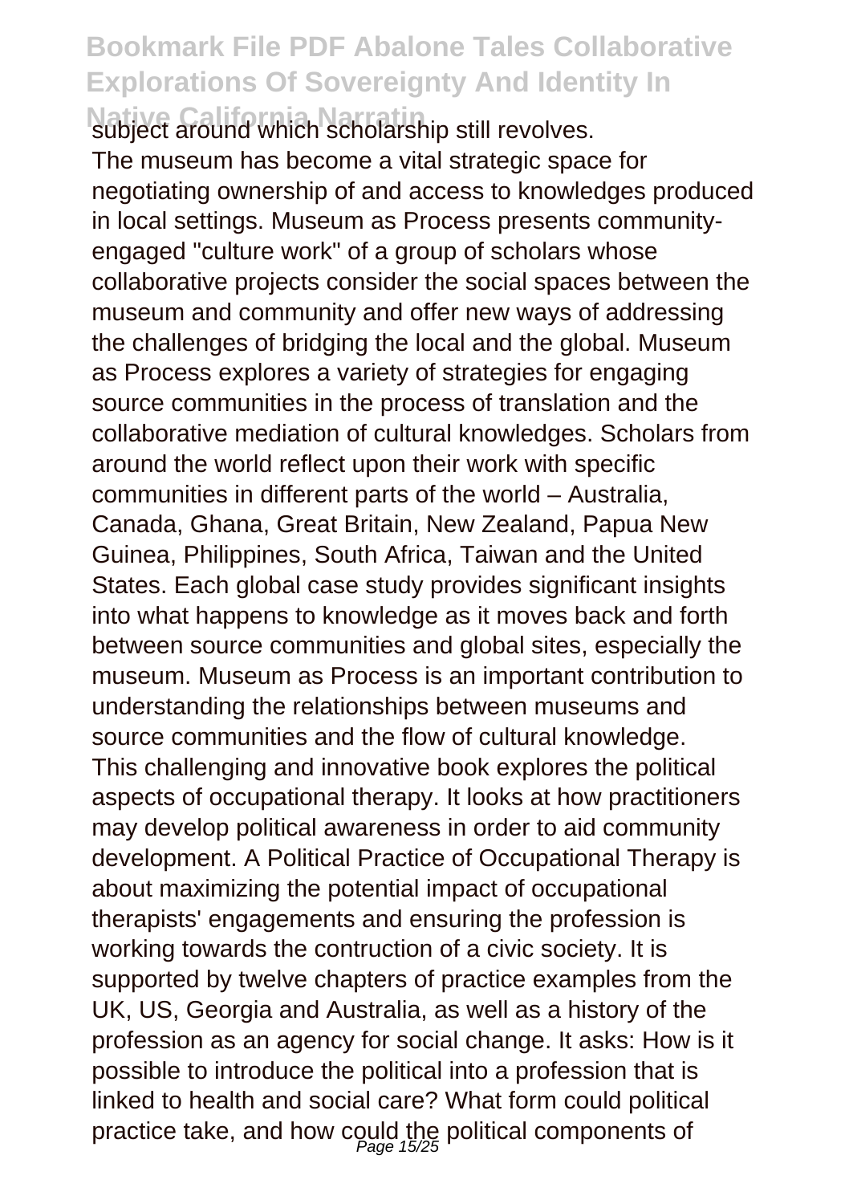subject around which scholarship still revolves.

The museum has become a vital strategic space for negotiating ownership of and access to knowledges produced in local settings. Museum as Process presents community-engaged "culture work" of a group of scholars whose collaborative projects consider the social spaces between the museum and community and offer new ways of addressing the challenges of bridging the local and the global. Museum as Process explores a variety of strategies for engaging source communities in the process of translation and the collaborative mediation of cultural knowledges. Scholars from around the world reflect upon their work with specific communities in different parts of the world – Australia, Canada, Ghana, Great Britain, New Zealand, Papua New Guinea, Philippines, South Africa, Taiwan and the United States. Each global case study provides significant insights into what happens to knowledge as it moves back and forth between source communities and global sites, especially the museum. Museum as Process is an important contribution to understanding the relationships between museums and source communities and the flow of cultural knowledge.

This challenging and innovative book explores the political aspects of occupational therapy. It looks at how practitioners may develop political awareness in order to aid community development. A Political Practice of Occupational Therapy is about maximizing the potential impact of occupational therapists' engagements and ensuring the profession is working towards the contruction of a civic society. It is supported by twelve chapters of practice examples from the UK, US, Georgia and Australia, as well as a history of the profession as an agency for social change. It asks: How is it possible to introduce the political into a profession that is linked to health and social care? What form could political practice take, and how could the political components of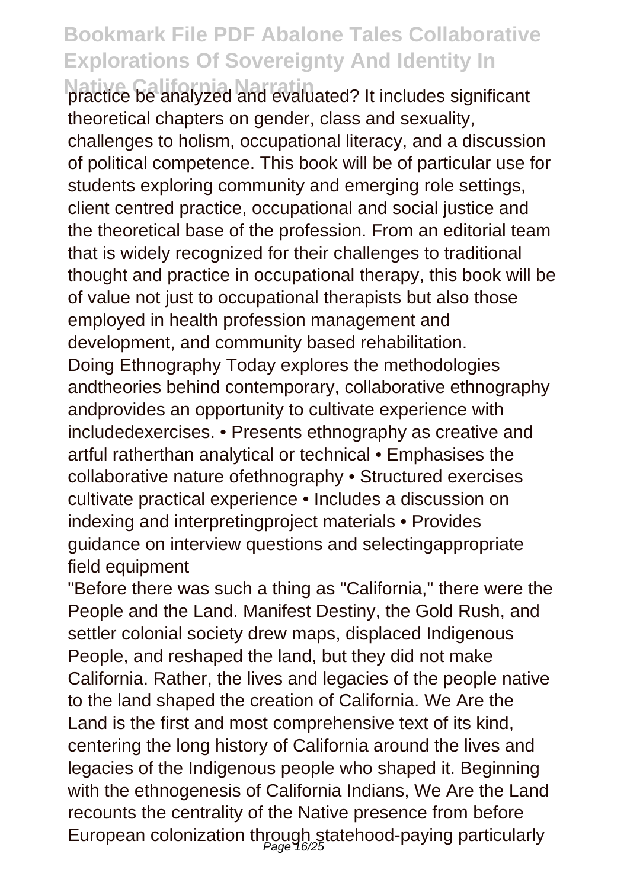practice be analyzed and evaluated? It includes significant theoretical chapters on gender, class and sexuality, challenges to holism, occupational literacy, and a discussion of political competence. This book will be of particular use for students exploring community and emerging role settings, client centred practice, occupational and social justice and the theoretical base of the profession. From an editorial team that is widely recognized for their challenges to traditional thought and practice in occupational therapy, this book will be of value not just to occupational therapists but also those employed in health profession management and development, and community based rehabilitation.

Doing Ethnography Today explores the methodologies andtheories behind contemporary, collaborative ethnography andprovides an opportunity to cultivate experience with includedexercises. • Presents ethnography as creative and artful ratherthan analytical or technical • Emphasises the collaborative nature ofethnography • Structured exercises cultivate practical experience • Includes a discussion on indexing and interpretingproject materials • Provides guidance on interview questions and selectingappropriate field equipment

"Before there was such a thing as "California," there were the People and the Land. Manifest Destiny, the Gold Rush, and settler colonial society drew maps, displaced Indigenous People, and reshaped the land, but they did not make California. Rather, the lives and legacies of the people native to the land shaped the creation of California. We Are the Land is the first and most comprehensive text of its kind, centering the long history of California around the lives and legacies of the Indigenous people who shaped it. Beginning with the ethnogenesis of California Indians, We Are the Land recounts the centrality of the Native presence from before European colonization through statehood-paying particularly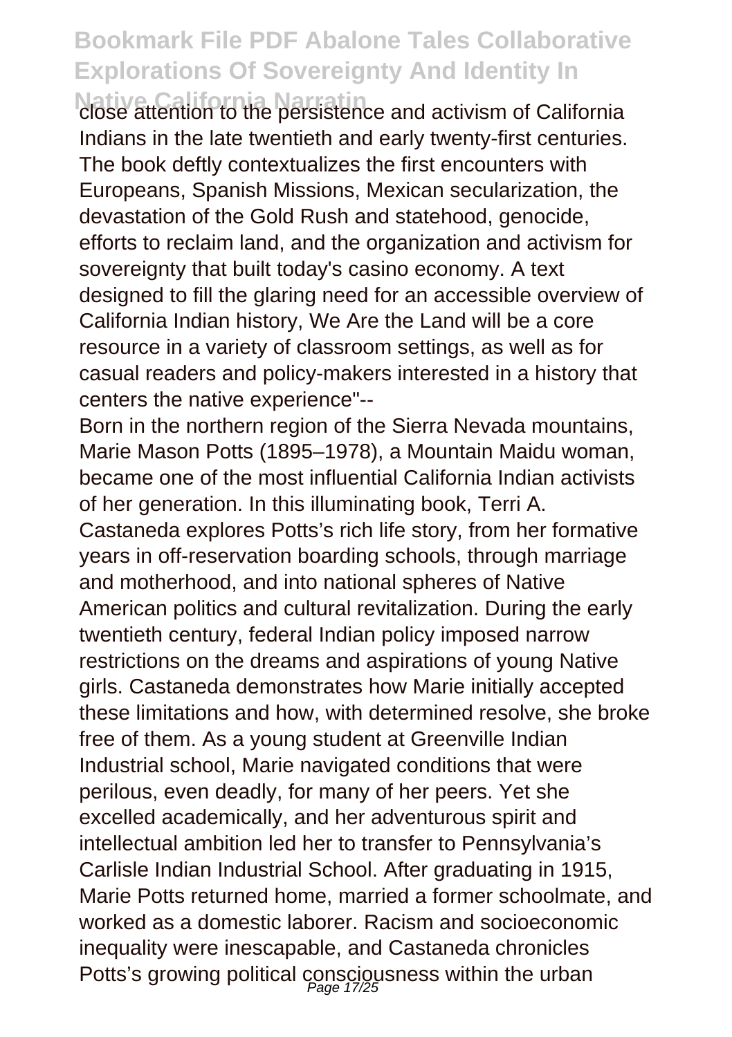close attention to the persistence and activism of California Indians in the late twentieth and early twenty-first centuries. The book deftly contextualizes the first encounters with Europeans, Spanish Missions, Mexican secularization, the devastation of the Gold Rush and statehood, genocide, efforts to reclaim land, and the organization and activism for sovereignty that built today's casino economy. A text designed to fill the glaring need for an accessible overview of California Indian history, We Are the Land will be a core resource in a variety of classroom settings, as well as for casual readers and policy-makers interested in a history that centers the native experience"--

Born in the northern region of the Sierra Nevada mountains, Marie Mason Potts (1895–1978), a Mountain Maidu woman, became one of the most influential California Indian activists of her generation. In this illuminating book, Terri A. Castaneda explores Potts's rich life story, from her formative years in off-reservation boarding schools, through marriage and motherhood, and into national spheres of Native American politics and cultural revitalization. During the early twentieth century, federal Indian policy imposed narrow restrictions on the dreams and aspirations of young Native girls. Castaneda demonstrates how Marie initially accepted these limitations and how, with determined resolve, she broke free of them. As a young student at Greenville Indian Industrial school, Marie navigated conditions that were perilous, even deadly, for many of her peers. Yet she excelled academically, and her adventurous spirit and intellectual ambition led her to transfer to Pennsylvania's Carlisle Indian Industrial School. After graduating in 1915, Marie Potts returned home, married a former schoolmate, and worked as a domestic laborer. Racism and socioeconomic inequality were inescapable, and Castaneda chronicles Potts's growing political consciousness within the urban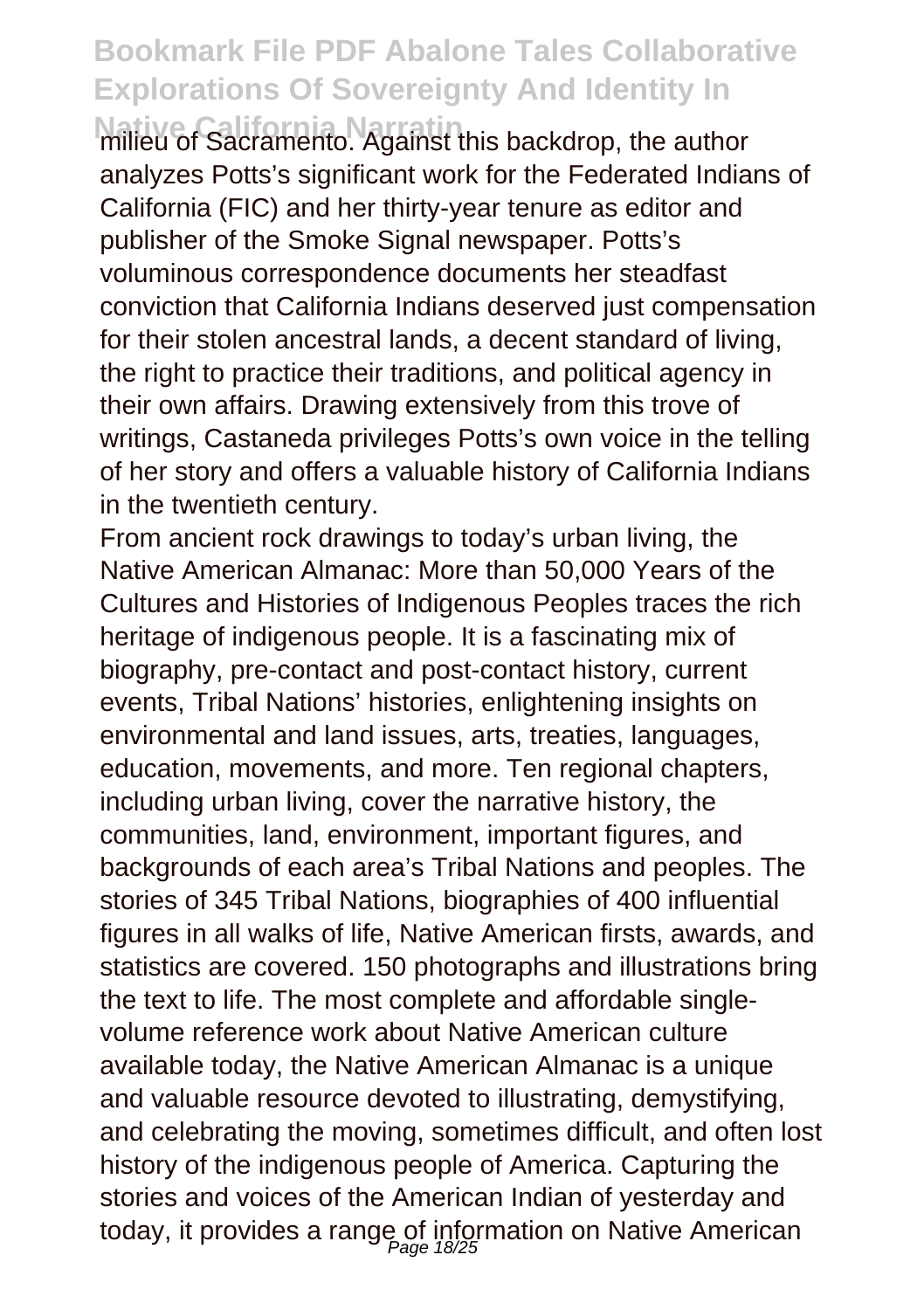milieu of Sacramento. Against this backdrop, the author analyzes Potts's significant work for the Federated Indians of California (FIC) and her thirty-year tenure as editor and publisher of the Smoke Signal newspaper. Potts's voluminous correspondence documents her steadfast conviction that California Indians deserved just compensation for their stolen ancestral lands, a decent standard of living, the right to practice their traditions, and political agency in their own affairs. Drawing extensively from this trove of writings, Castaneda privileges Potts's own voice in the telling of her story and offers a valuable history of California Indians in the twentieth century.

From ancient rock drawings to today's urban living, the Native American Almanac: More than 50,000 Years of the Cultures and Histories of Indigenous Peoples traces the rich heritage of indigenous people. It is a fascinating mix of biography, pre-contact and post-contact history, current events, Tribal Nations' histories, enlightening insights on environmental and land issues, arts, treaties, languages, education, movements, and more. Ten regional chapters, including urban living, cover the narrative history, the communities, land, environment, important figures, and backgrounds of each area's Tribal Nations and peoples. The stories of 345 Tribal Nations, biographies of 400 influential figures in all walks of life, Native American firsts, awards, and statistics are covered. 150 photographs and illustrations bring the text to life. The most complete and affordable single-volume reference work about Native American culture available today, the Native American Almanac is a unique and valuable resource devoted to illustrating, demystifying, and celebrating the moving, sometimes difficult, and often lost history of the indigenous people of America. Capturing the stories and voices of the American Indian of yesterday and today, it provides a range of information on Native American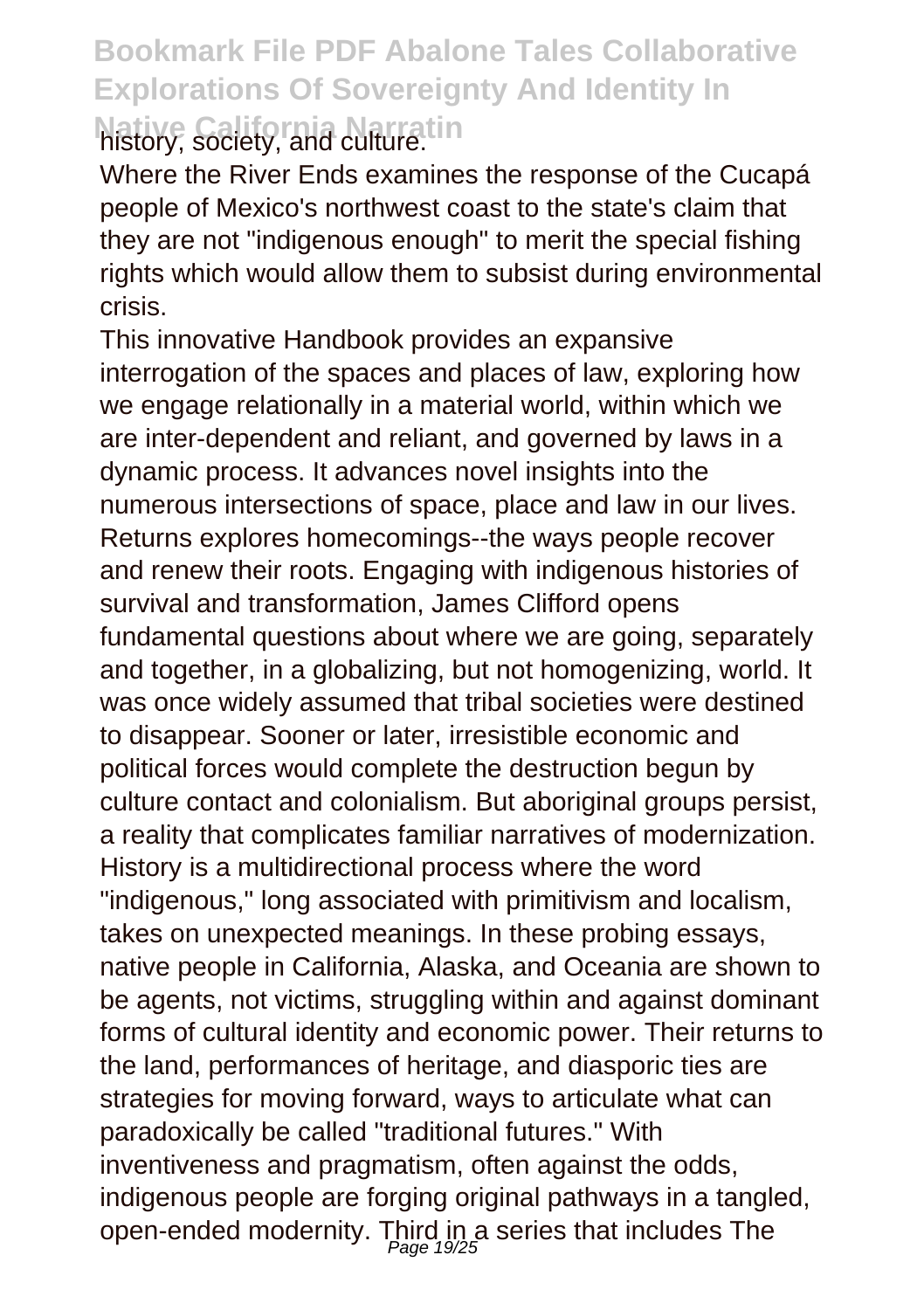history, society, and culture.

Where the River Ends examines the response of the Cucapá people of Mexico's northwest coast to the state's claim that they are not "indigenous enough" to merit the special fishing rights which would allow them to subsist during environmental crisis.

This innovative Handbook provides an expansive interrogation of the spaces and places of law, exploring how we engage relationally in a material world, within which we are inter-dependent and reliant, and governed by laws in a dynamic process. It advances novel insights into the numerous intersections of space, place and law in our lives.

Returns explores homecomings--the ways people recover and renew their roots. Engaging with indigenous histories of survival and transformation, James Clifford opens fundamental questions about where we are going, separately and together, in a globalizing, but not homogenizing, world. It was once widely assumed that tribal societies were destined to disappear. Sooner or later, irresistible economic and political forces would complete the destruction begun by culture contact and colonialism. But aboriginal groups persist, a reality that complicates familiar narratives of modernization. History is a multidirectional process where the word "indigenous," long associated with primitivism and localism, takes on unexpected meanings. In these probing essays, native people in California, Alaska, and Oceania are shown to be agents, not victims, struggling within and against dominant forms of cultural identity and economic power. Their returns to the land, performances of heritage, and diasporic ties are strategies for moving forward, ways to articulate what can paradoxically be called "traditional futures." With inventiveness and pragmatism, often against the odds, indigenous people are forging original pathways in a tangled, open-ended modernity. Third in a series that includes The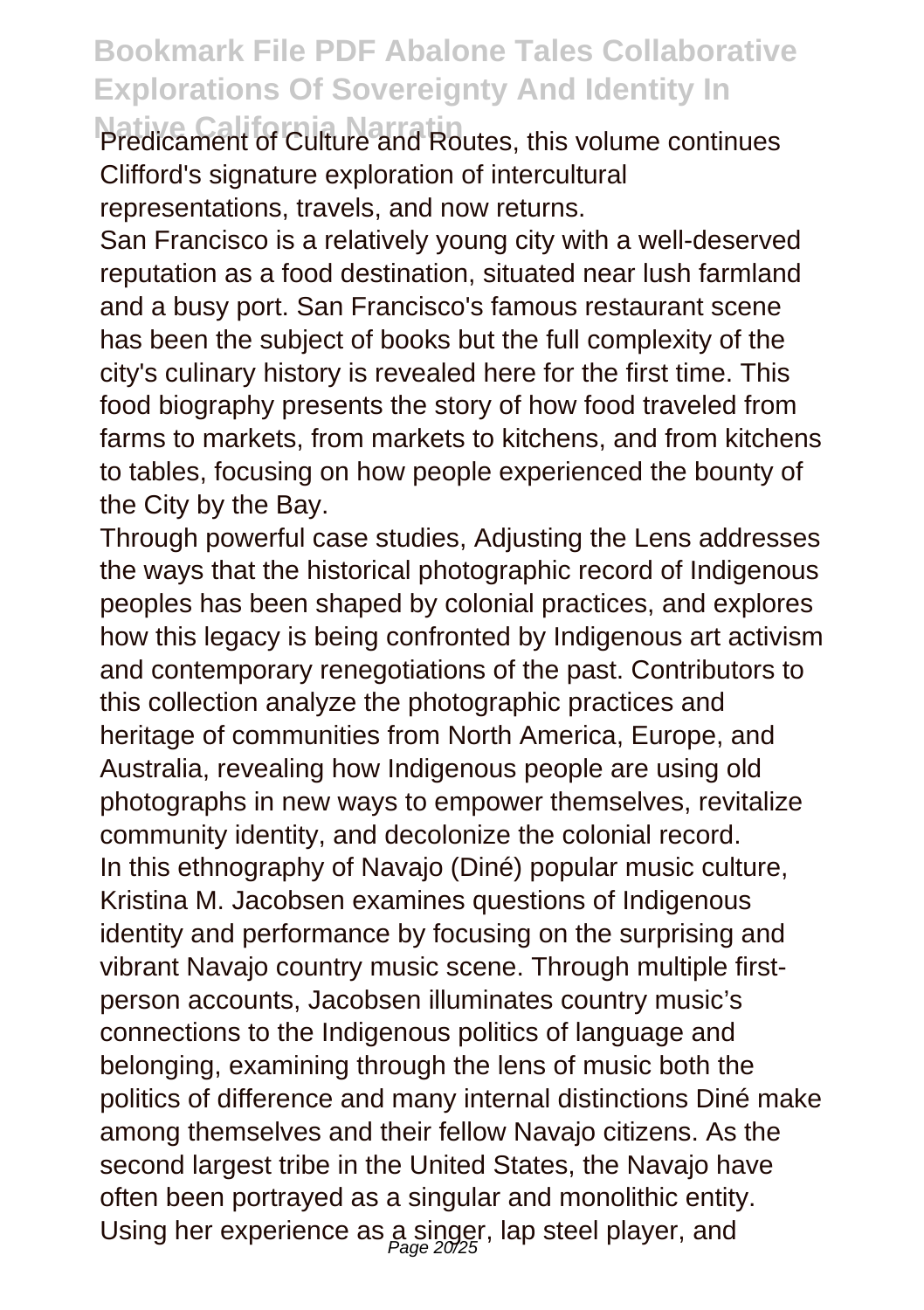Predicament of Culture and Routes, this volume continues Clifford's signature exploration of intercultural representations, travels, and now returns.

San Francisco is a relatively young city with a well-deserved reputation as a food destination, situated near lush farmland and a busy port. San Francisco's famous restaurant scene has been the subject of books but the full complexity of the city's culinary history is revealed here for the first time. This food biography presents the story of how food traveled from farms to markets, from markets to kitchens, and from kitchens to tables, focusing on how people experienced the bounty of the City by the Bay.

Through powerful case studies, Adjusting the Lens addresses the ways that the historical photographic record of Indigenous peoples has been shaped by colonial practices, and explores how this legacy is being confronted by Indigenous art activism and contemporary renegotiations of the past. Contributors to this collection analyze the photographic practices and heritage of communities from North America, Europe, and Australia, revealing how Indigenous people are using old photographs in new ways to empower themselves, revitalize community identity, and decolonize the colonial record.

In this ethnography of Navajo (Diné) popular music culture, Kristina M. Jacobsen examines questions of Indigenous identity and performance by focusing on the surprising and vibrant Navajo country music scene. Through multiple first-person accounts, Jacobsen illuminates country music's connections to the Indigenous politics of language and belonging, examining through the lens of music both the politics of difference and many internal distinctions Diné make among themselves and their fellow Navajo citizens. As the second largest tribe in the United States, the Navajo have often been portrayed as a singular and monolithic entity. Using her experience as a singer, lap steel player, and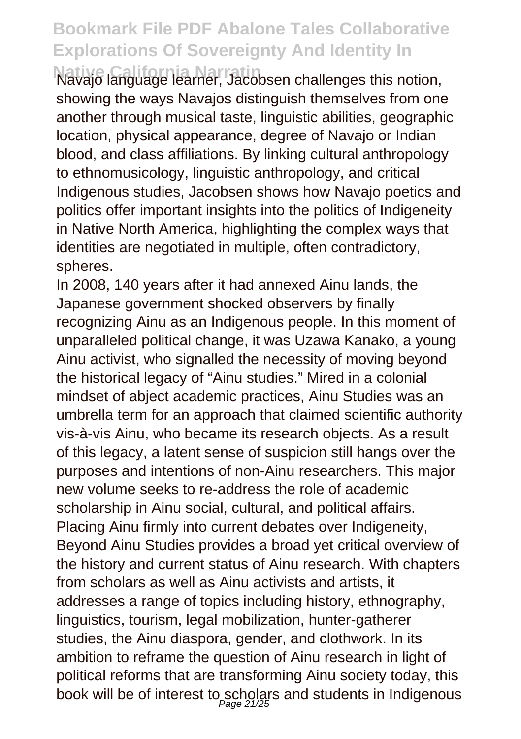Navajo language learner, Jacobsen challenges this notion, showing the ways Navajos distinguish themselves from one another through musical taste, linguistic abilities, geographic location, physical appearance, degree of Navajo or Indian blood, and class affiliations. By linking cultural anthropology to ethnomusicology, linguistic anthropology, and critical Indigenous studies, Jacobsen shows how Navajo poetics and politics offer important insights into the politics of Indigeneity in Native North America, highlighting the complex ways that identities are negotiated in multiple, often contradictory, spheres.

In 2008, 140 years after it had annexed Ainu lands, the Japanese government shocked observers by finally recognizing Ainu as an Indigenous people. In this moment of unparalleled political change, it was Uzawa Kanako, a young Ainu activist, who signalled the necessity of moving beyond the historical legacy of "Ainu studies." Mired in a colonial mindset of abject academic practices, Ainu Studies was an umbrella term for an approach that claimed scientific authority vis-à-vis Ainu, who became its research objects. As a result of this legacy, a latent sense of suspicion still hangs over the purposes and intentions of non-Ainu researchers. This major new volume seeks to re-address the role of academic scholarship in Ainu social, cultural, and political affairs. Placing Ainu firmly into current debates over Indigeneity, Beyond Ainu Studies provides a broad yet critical overview of the history and current status of Ainu research. With chapters from scholars as well as Ainu activists and artists, it addresses a range of topics including history, ethnography, linguistics, tourism, legal mobilization, hunter-gatherer studies, the Ainu diaspora, gender, and clothwork. In its ambition to reframe the question of Ainu research in light of political reforms that are transforming Ainu society today, this book will be of interest to scholars and students in Indigenous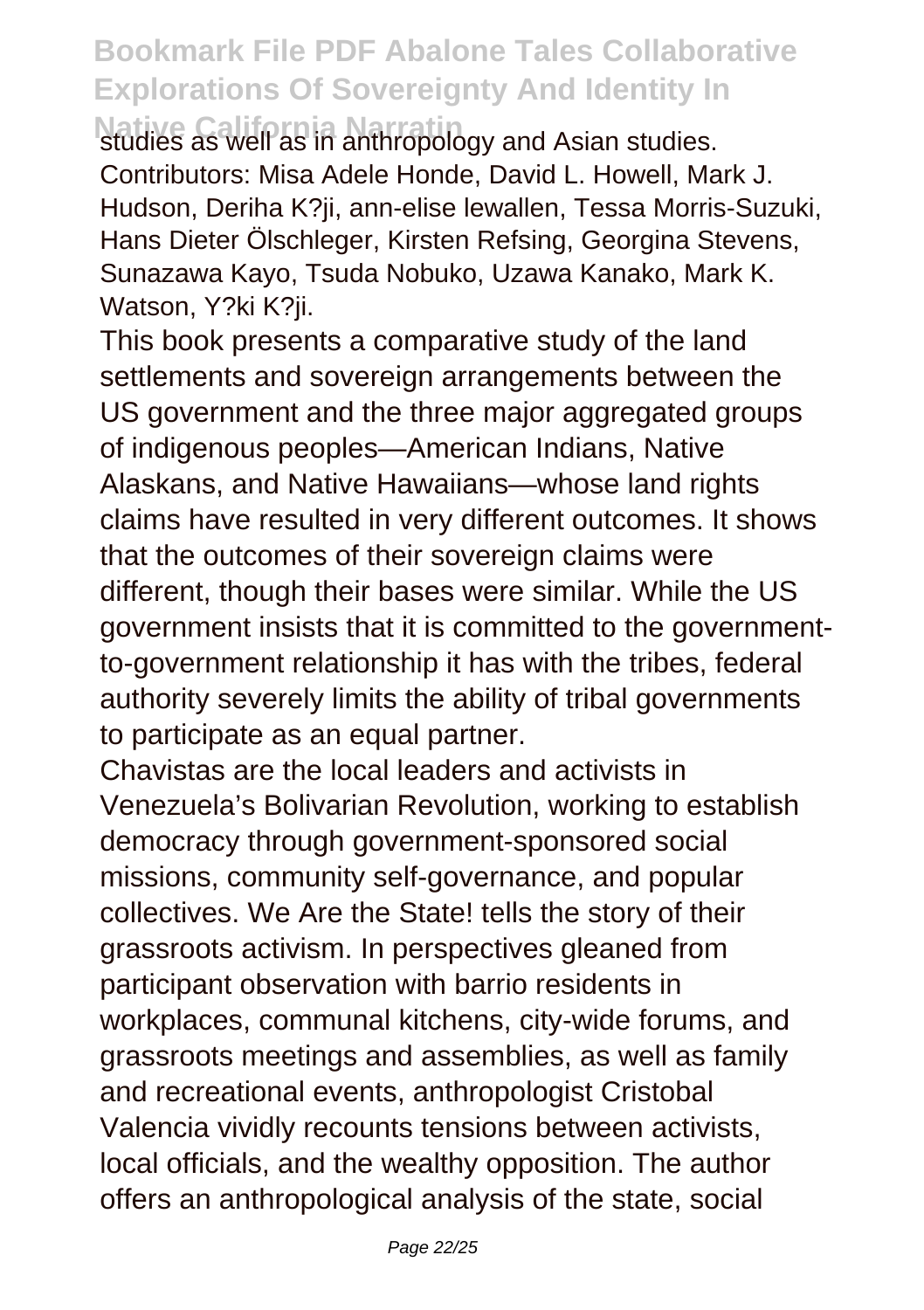studies as well as in anthropology and Asian studies. Contributors: Misa Adele Honde, David L. Howell, Mark J. Hudson, Deriha K?ji, ann-elise lewallen, Tessa Morris-Suzuki, Hans Dieter Ölschleger, Kirsten Refsing, Georgina Stevens, Sunazawa Kayo, Tsuda Nobuko, Uzawa Kanako, Mark K. Watson, Y?ki K?ji.

This book presents a comparative study of the land settlements and sovereign arrangements between the US government and the three major aggregated groups of indigenous peoples—American Indians, Native Alaskans, and Native Hawaiians—whose land rights claims have resulted in very different outcomes. It shows that the outcomes of their sovereign claims were different, though their bases were similar. While the US government insists that it is committed to the government-to-government relationship it has with the tribes, federal authority severely limits the ability of tribal governments to participate as an equal partner.

Chavistas are the local leaders and activists in Venezuela's Bolivarian Revolution, working to establish democracy through government-sponsored social missions, community self-governance, and popular collectives. We Are the State! tells the story of their grassroots activism. In perspectives gleaned from participant observation with barrio residents in workplaces, communal kitchens, city-wide forums, and grassroots meetings and assemblies, as well as family and recreational events, anthropologist Cristobal Valencia vividly recounts tensions between activists, local officials, and the wealthy opposition. The author offers an anthropological analysis of the state, social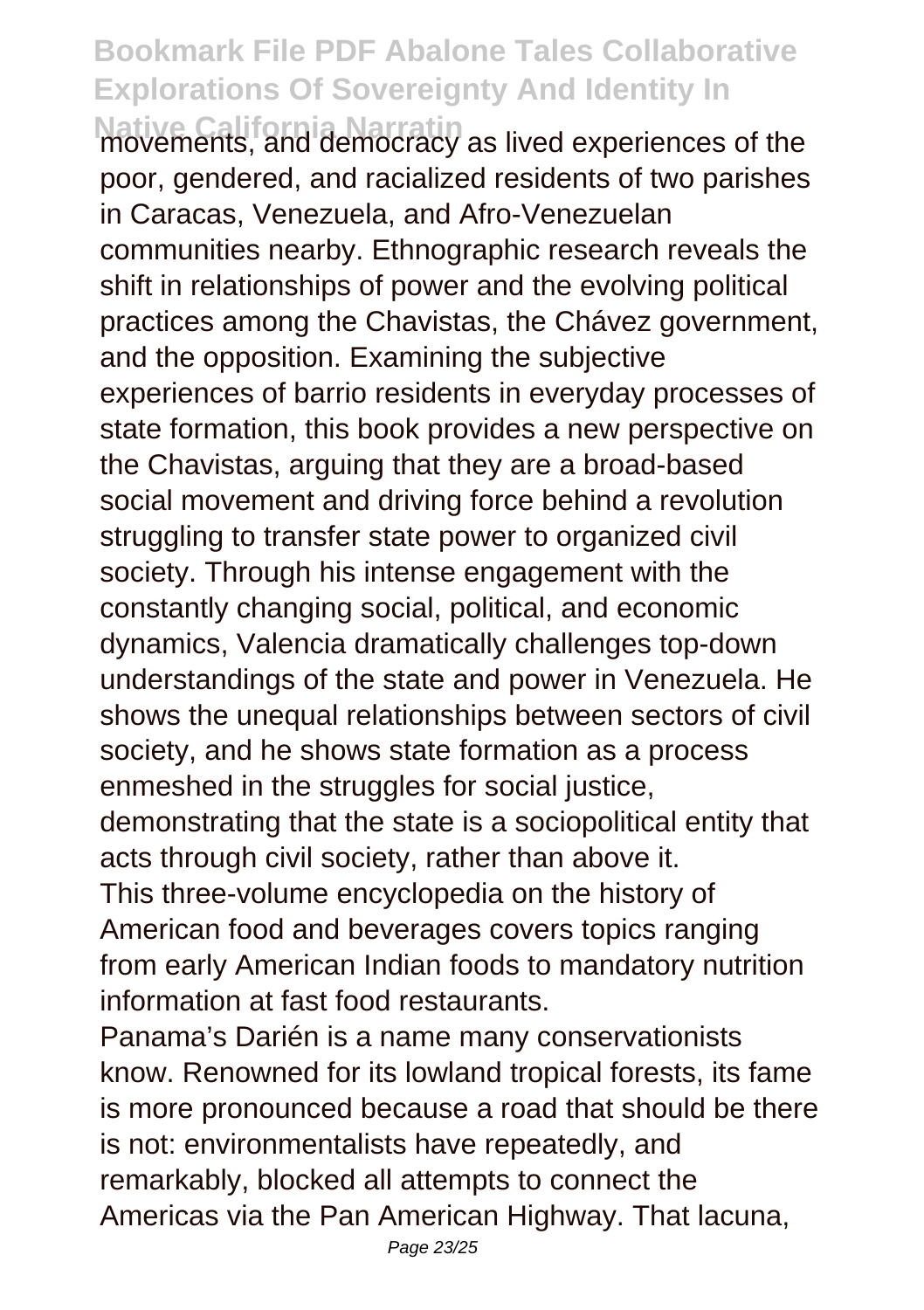movements, and democracy as lived experiences of the poor, gendered, and racialized residents of two parishes in Caracas, Venezuela, and Afro-Venezuelan communities nearby. Ethnographic research reveals the shift in relationships of power and the evolving political practices among the Chavistas, the Chávez government, and the opposition. Examining the subjective experiences of barrio residents in everyday processes of state formation, this book provides a new perspective on the Chavistas, arguing that they are a broad-based social movement and driving force behind a revolution struggling to transfer state power to organized civil society. Through his intense engagement with the constantly changing social, political, and economic dynamics, Valencia dramatically challenges top-down understandings of the state and power in Venezuela. He shows the unequal relationships between sectors of civil society, and he shows state formation as a process enmeshed in the struggles for social justice, demonstrating that the state is a sociopolitical entity that acts through civil society, rather than above it.

This three-volume encyclopedia on the history of American food and beverages covers topics ranging from early American Indian foods to mandatory nutrition information at fast food restaurants.

Panama's Darién is a name many conservationists know. Renowned for its lowland tropical forests, its fame is more pronounced because a road that should be there is not: environmentalists have repeatedly, and remarkably, blocked all attempts to connect the Americas via the Pan American Highway. That lacuna,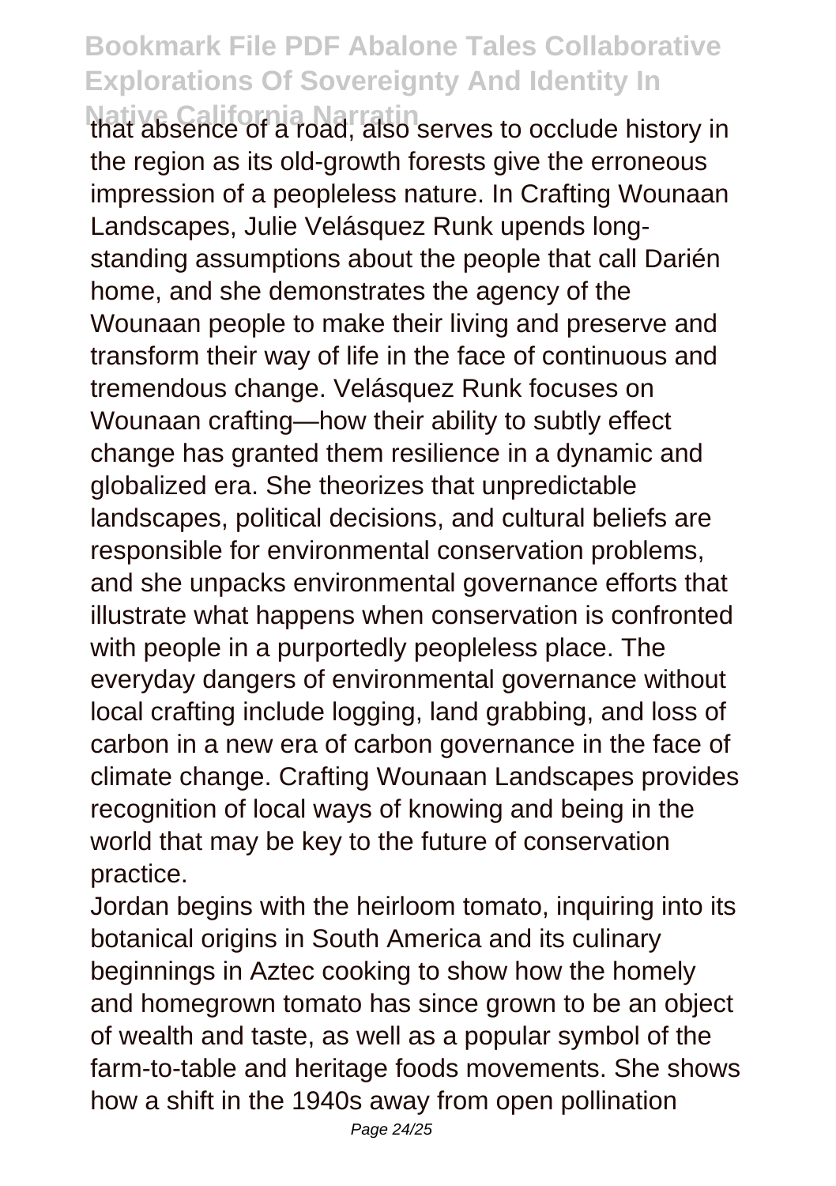that absence of a road, also serves to occlude history in the region as its old-growth forests give the erroneous impression of a peopleless nature. In Crafting Wounaan Landscapes, Julie Velásquez Runk upends long-standing assumptions about the people that call Darién home, and she demonstrates the agency of the Wounaan people to make their living and preserve and transform their way of life in the face of continuous and tremendous change. Velásquez Runk focuses on Wounaan crafting—how their ability to subtly effect change has granted them resilience in a dynamic and globalized era. She theorizes that unpredictable landscapes, political decisions, and cultural beliefs are responsible for environmental conservation problems, and she unpacks environmental governance efforts that illustrate what happens when conservation is confronted with people in a purportedly peopleless place. The everyday dangers of environmental governance without local crafting include logging, land grabbing, and loss of carbon in a new era of carbon governance in the face of climate change. Crafting Wounaan Landscapes provides recognition of local ways of knowing and being in the world that may be key to the future of conservation practice.

Jordan begins with the heirloom tomato, inquiring into its botanical origins in South America and its culinary beginnings in Aztec cooking to show how the homely and homegrown tomato has since grown to be an object of wealth and taste, as well as a popular symbol of the farm-to-table and heritage foods movements. She shows how a shift in the 1940s away from open pollination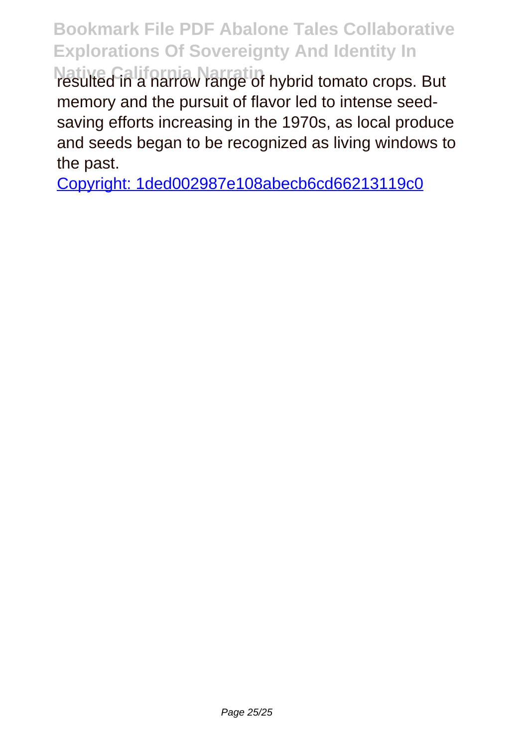resulted in a narrow range of hybrid tomato crops. But memory and the pursuit of flavor led to intense seed-saving efforts increasing in the 1970s, as local produce and seeds began to be recognized as living windows to the past.

Copyright: 1ded002987e108abecb6cd66213119c0